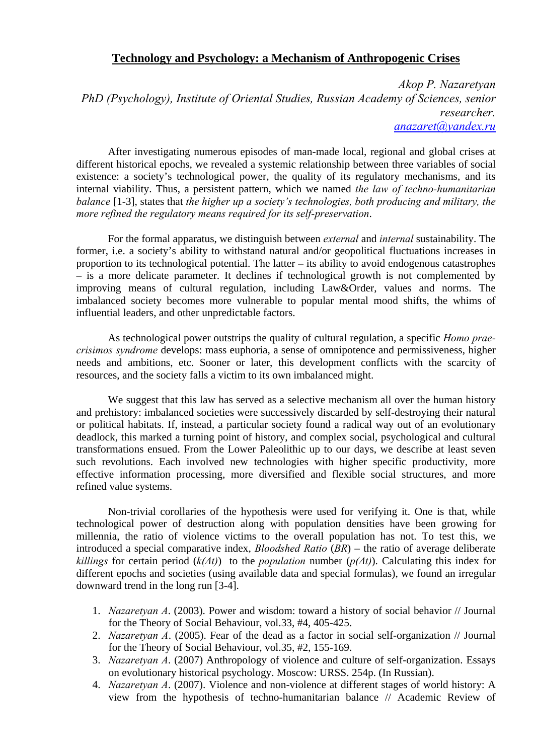# Technology and Psychology: a Mechanism of Anthropogenic Crises

*Akop P. Nazaretyan*
*PhD (Psychology), Institute of Oriental Studies, Russian Academy of Sciences, senior researcher.*
*anazaret@yandex.ru*

After investigating numerous episodes of man-made local, regional and global crises at different historical epochs, we revealed a systemic relationship between three variables of social existence: a society's technological power, the quality of its regulatory mechanisms, and its internal viability. Thus, a persistent pattern, which we named *the law of techno-humanitarian balance* [1-3], states that *the higher up a society's technologies, both producing and military, the more refined the regulatory means required for its self-preservation*.

For the formal apparatus, we distinguish between *external* and *internal* sustainability. The former, i.e. a society's ability to withstand natural and/or geopolitical fluctuations increases in proportion to its technological potential. The latter – its ability to avoid endogenous catastrophes – is a more delicate parameter. It declines if technological growth is not complemented by improving means of cultural regulation, including Law&Order, values and norms. The imbalanced society becomes more vulnerable to popular mental mood shifts, the whims of influential leaders, and other unpredictable factors.

As technological power outstrips the quality of cultural regulation, a specific *Homo prae-crisimos syndrome* develops: mass euphoria, a sense of omnipotence and permissiveness, higher needs and ambitions, etc. Sooner or later, this development conflicts with the scarcity of resources, and the society falls a victim to its own imbalanced might.

We suggest that this law has served as a selective mechanism all over the human history and prehistory: imbalanced societies were successively discarded by self-destroying their natural or political habitats. If, instead, a particular society found a radical way out of an evolutionary deadlock, this marked a turning point of history, and complex social, psychological and cultural transformations ensued. From the Lower Paleolithic up to our days, we describe at least seven such revolutions. Each involved new technologies with higher specific productivity, more effective information processing, more diversified and flexible social structures, and more refined value systems.

Non-trivial corollaries of the hypothesis were used for verifying it. One is that, while technological power of destruction along with population densities have been growing for millennia, the ratio of violence victims to the overall population has not. To test this, we introduced a special comparative index, *Bloodshed Ratio* (*BR*) – the ratio of average deliberate *killings* for certain period ($k(\Delta t)$) to the *population* number ($p(\Delta t)$). Calculating this index for different epochs and societies (using available data and special formulas), we found an irregular downward trend in the long run [3-4].

1. *Nazaretyan A*. (2003). Power and wisdom: toward a history of social behavior // Journal for the Theory of Social Behaviour, vol.33, #4, 405-425.
2. *Nazaretyan A*. (2005). Fear of the dead as a factor in social self-organization // Journal for the Theory of Social Behaviour, vol.35, #2, 155-169.
3. *Nazaretyan A*. (2007) Anthropology of violence and culture of self-organization. Essays on evolutionary historical psychology. Moscow: URSS. 254p. (In Russian).
4. *Nazaretyan A*. (2007). Violence and non-violence at different stages of world history: A view from the hypothesis of techno-humanitarian balance // Academic Review of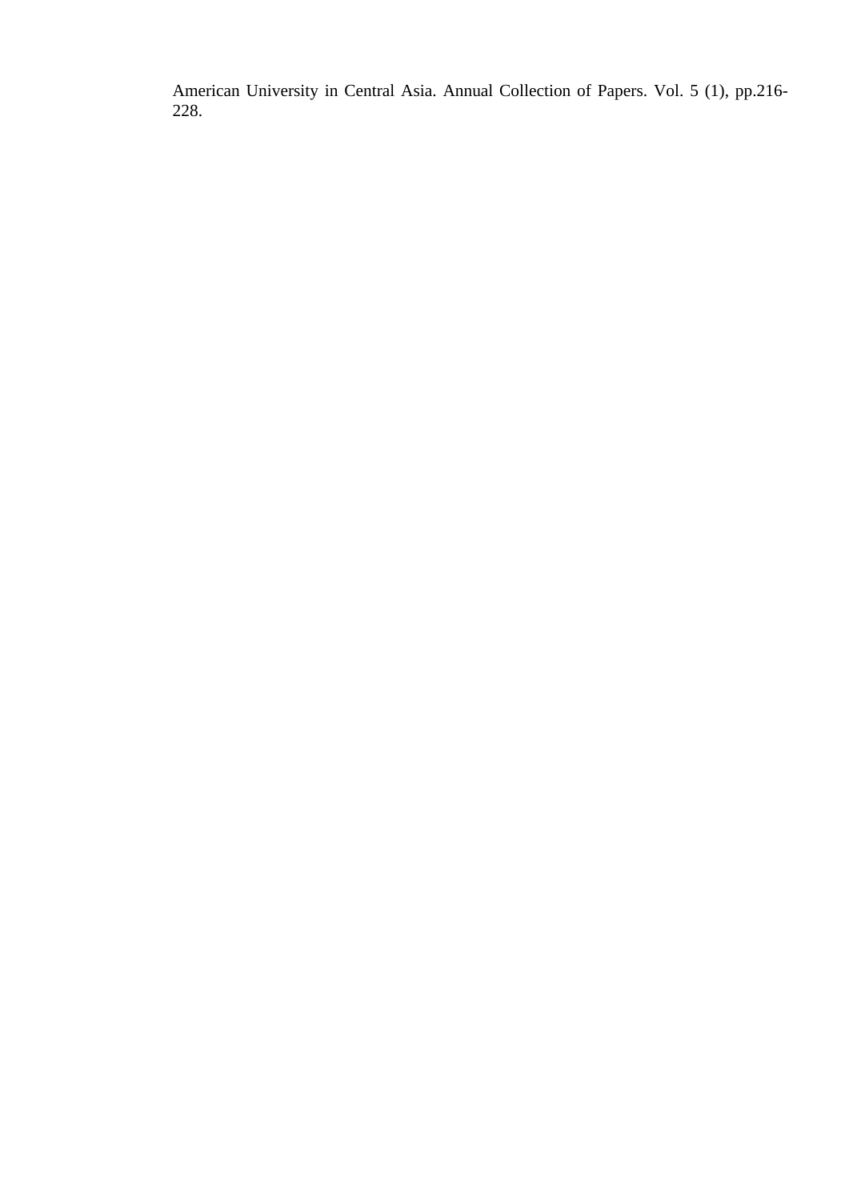American University in Central Asia. Annual Collection of Papers. Vol. 5 (1), pp.216-228.